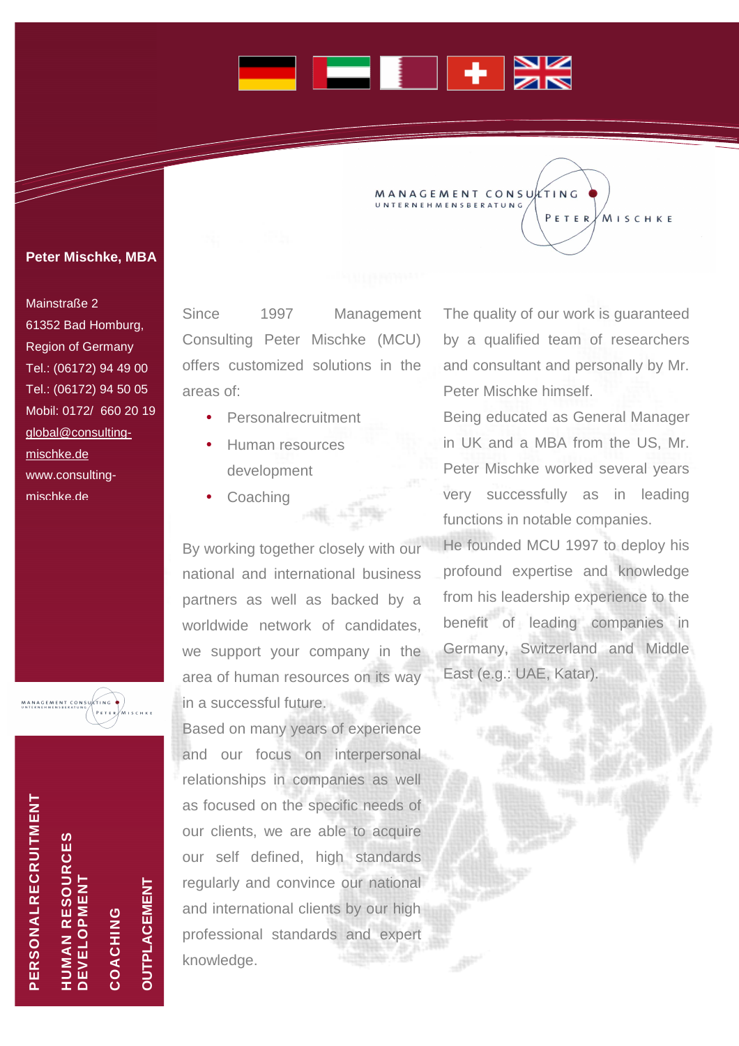MANAGEMENT CONSULTING
UNTERNEHMENSBERATUNG
PETER MISCHKE

**Peter Mischke, MBA**

Mainstraße 2
61352 Bad Homburg,
Region of Germany
Tel.: (06172) 94 49 00
Tel.: (06172) 94 50 05
Mobil: 0172/ 660 20 19
global@consulting-mischke.de
www.consulting-mischke.de

Since 1997 Management Consulting Peter Mischke (MCU) offers customized solutions in the areas of:

- Personalrecruitment
- Human resources development
- Coaching

By working together closely with our national and international business partners as well as backed by a worldwide network of candidates, we support your company in the area of human resources on its way in a successful future.

Based on many years of experience and our focus on interpersonal relationships in companies as well as focused on the specific needs of our clients, we are able to acquire our self defined, high standards regularly and convince our national and international clients by our high professional standards and expert knowledge.

The quality of our work is guaranteed by a qualified team of researchers and consultant and personally by Mr. Peter Mischke himself.

Being educated as General Manager in UK and a MBA from the US, Mr. Peter Mischke worked several years very successfully as in leading functions in notable companies.

He founded MCU 1997 to deploy his profound expertise and knowledge from his leadership experience to the benefit of leading companies in Germany, Switzerland and Middle East (e.g.: UAE, Katar).

PERSONALRECRUITMENT

HUMAN RESOURCES DEVELOPMENT

COACHING

OUTPLACEMENT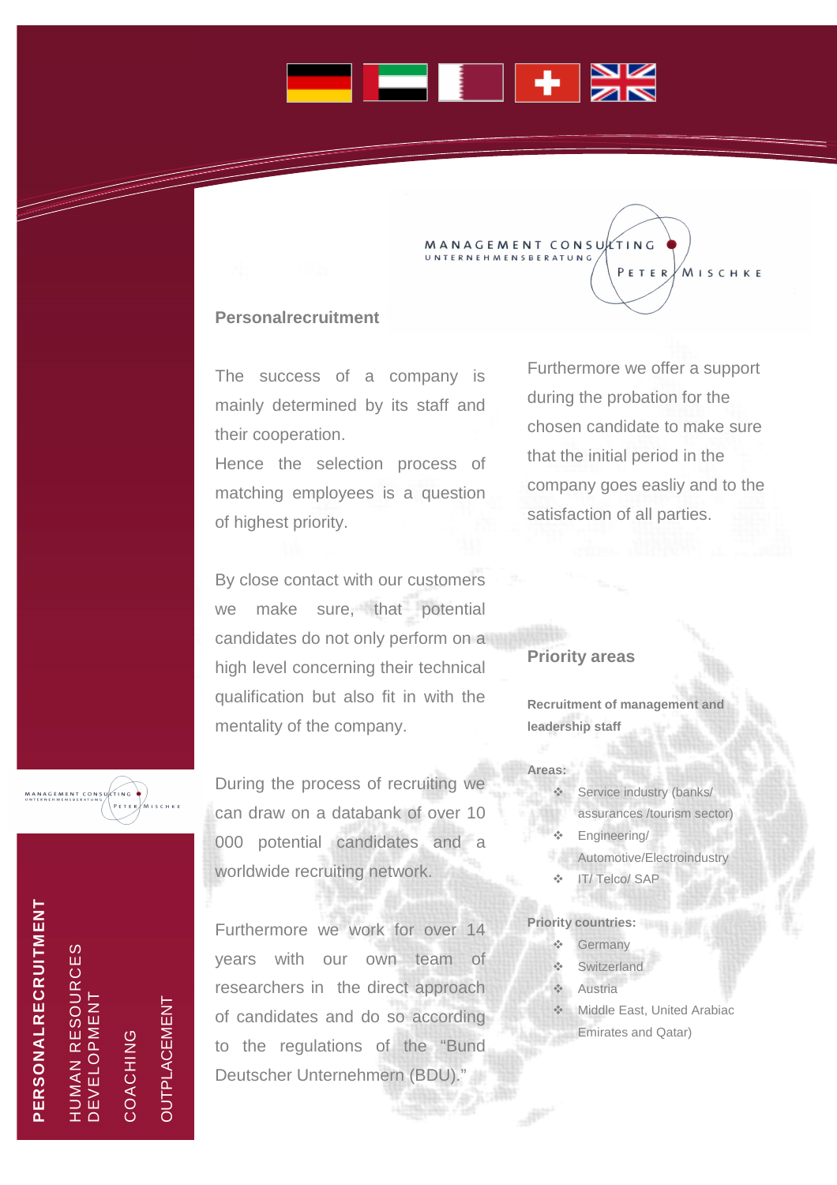MANAGEMENT CONSULTING
UNTERNEHMENSBERATUNG
PETER MISCHKE

## Personalrecruitment

The success of a company is mainly determined by its staff and their cooperation.
Hence the selection process of matching employees is a question of highest priority.

By close contact with our customers we make sure, that potential candidates do not only perform on a high level concerning their technical qualification but also fit in with the mentality of the company.

During the process of recruiting we can draw on a databank of over 10 000 potential candidates and a worldwide recruiting network.

Furthermore we work for over 14 years with our own team of researchers in the direct approach of candidates and do so according to the regulations of "Bund Deutscher Unternehmern (BDU)."

Furthermore we offer a support during the probation for the chosen candidate to make sure that the initial period in the company goes easliy and to the satisfaction of all parties.

## Priority areas

**Recruitment of management and leadership staff**

**Areas:**

- Service industry (banks/ assurances /tourism sector)
- Engineering/ Automotive/Electroindustry
- IT/ Telco/ SAP

**Priority countries:**

- Germany
- Switzerland
- Austria
- Middle East, United Arabiac Emirates and Qatar)

**PERSONALRECRUITMENT**

HUMAN RESOURCES DEVELOPMENT

COACHING

OUTPLACEMENT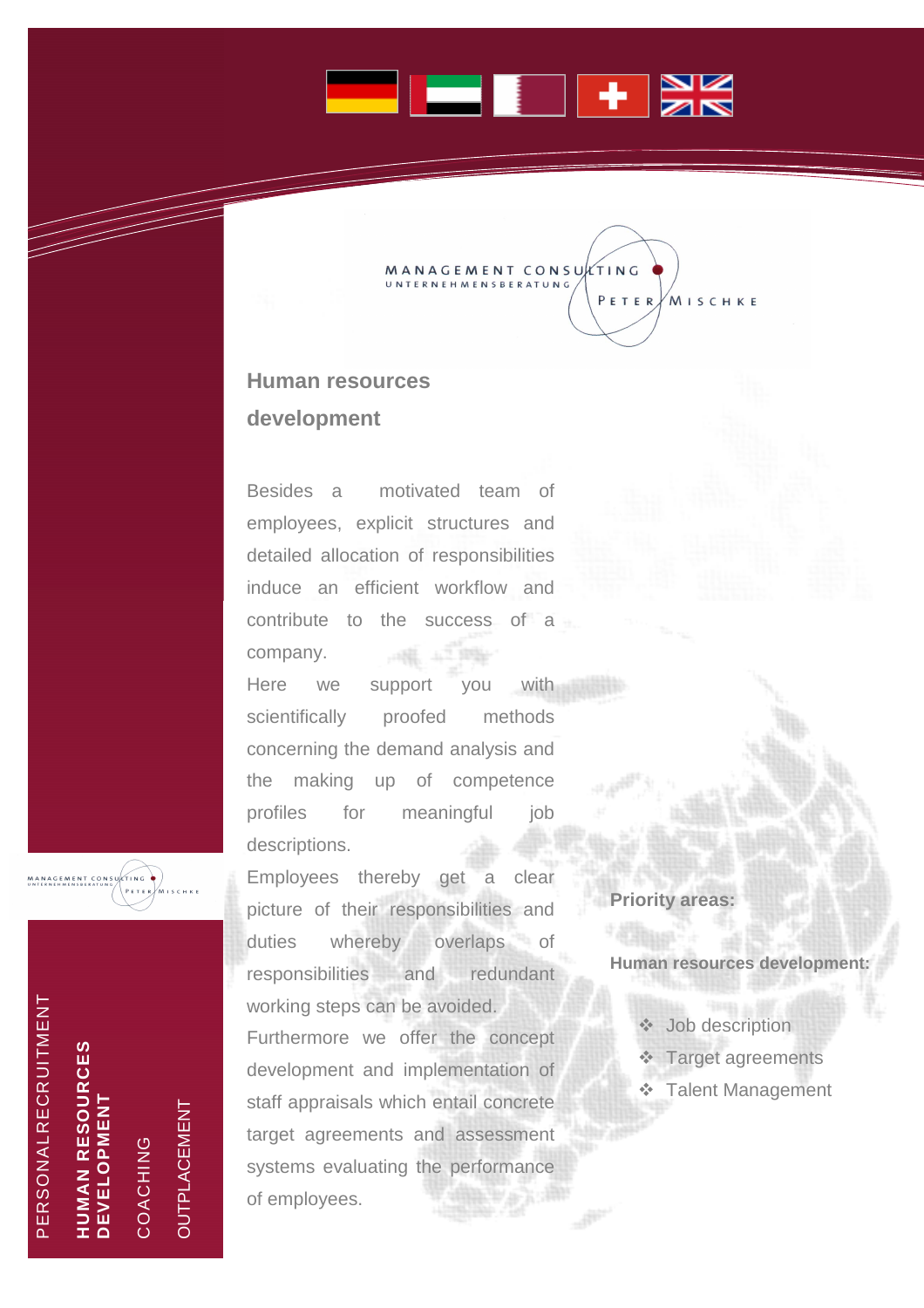MANAGEMENT CONSULTING
UNTERNEHMENSBERATUNG
PETER MISCHKE

## Human resources development

Besides a motivated team of employees, explicit structures and detailed allocation of responsibilities induce an efficient workflow and contribute to the success of a company.

Here we support you with scientifically proofed methods concerning the demand analysis and the making up of competence profiles for meaningful job descriptions.

Employees thereby get a clear picture of their responsibilities and duties whereby overlaps of responsibilities and redundant working steps can be avoided.

Furthermore we offer the concept development and implementation of staff appraisals which entail concrete target agreements and assessment systems evaluating the performance of employees.

**Priority areas:**

**Human resources development:**

- Job description
- Target agreements
- Talent Management

PERSONALRECRUITMENT

**HUMAN RESOURCES DEVELOPMENT**

COACHING

OUTPLACEMENT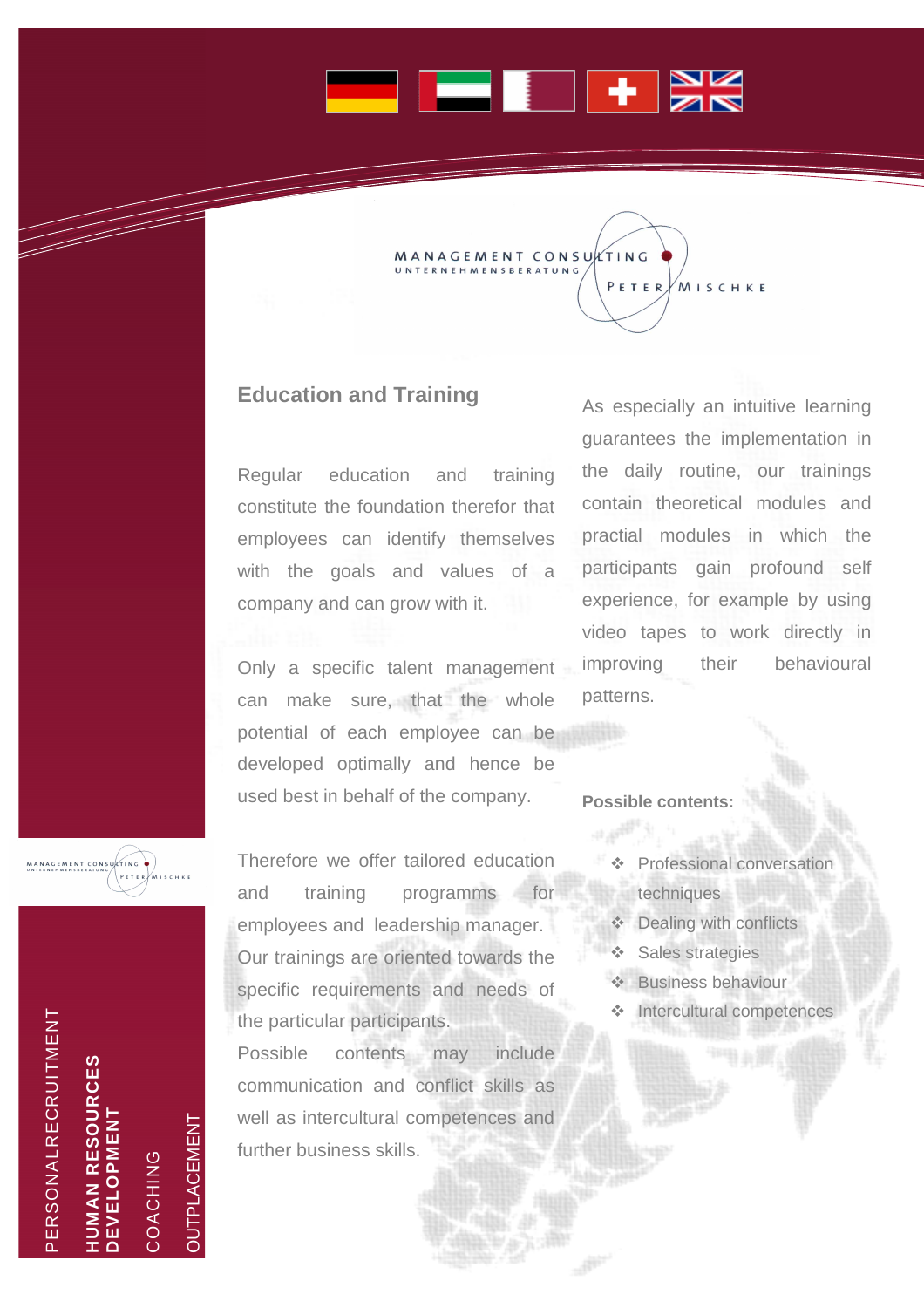## Education and Training

Regular education and training constitute the foundation therefor that employees can identify themselves with the goals and values of a company and can grow with it.

Only a specific talent management can make sure, that the whole potential of each employee can be developed optimally and hence be used best in behalf of the company.

Therefore we offer tailored education and training programms for employees and leadership manager. Our trainings are oriented towards the specific requirements and needs of the particular participants. Possible contents may include communication and conflict skills as well as intercultural competences and further business skills.

As especially an intuitive learning guarantees the implementation in the daily routine, our trainings contain theoretical modules and practial modules in which the participants gain profound self experience, for example by using video tapes to work directly in improving their behavioural patterns.

**Possible contents:**

- Professional conversation techniques
- Dealing with conflicts
- Sales strategies
- Business behaviour
- Intercultural competences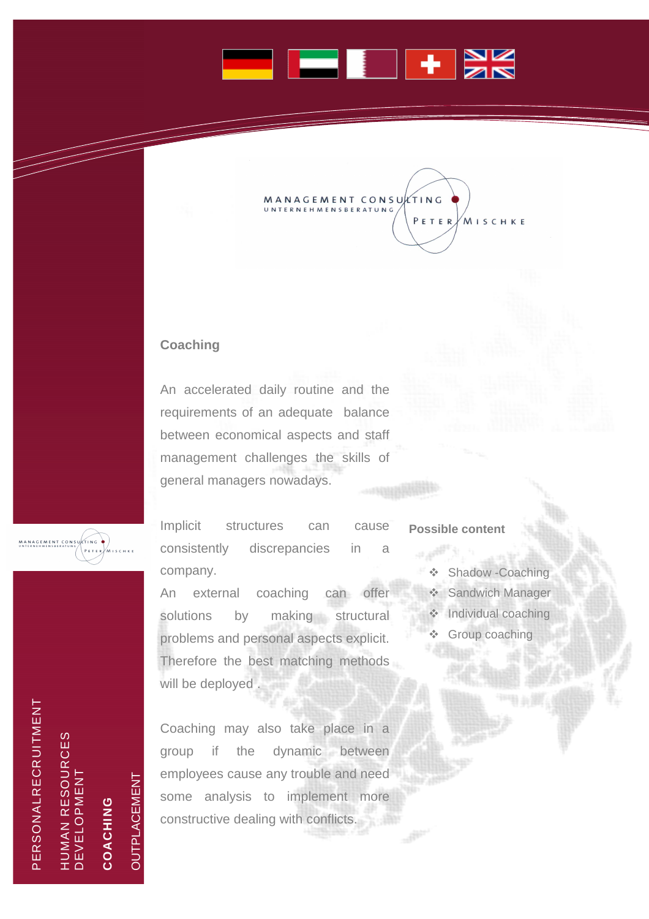MANAGEMENT CONSULTING
UNTERNEHMENSBERATUNG
PETER MISCHKE

## Coaching

An accelerated daily routine and the requirements of an adequate balance between economical aspects and staff management challenges the skills of general managers nowadays.

Implicit structures can cause consistently discrepancies in a company.
An external coaching can offer solutions by making structural problems and personal aspects explicit. Therefore the best matching methods will be deployed .

Coaching may also take place in a group if the dynamic between employees cause any trouble and need some analysis to implement more constructive dealing with conflicts.

### Possible content

- Shadow -Coaching
- Sandwich Manager
- Individual coaching
- Group coaching

PERSONALRECRUITMENT
HUMAN RESOURCES DEVELOPMENT
**COACHING**
OUTPLACEMENT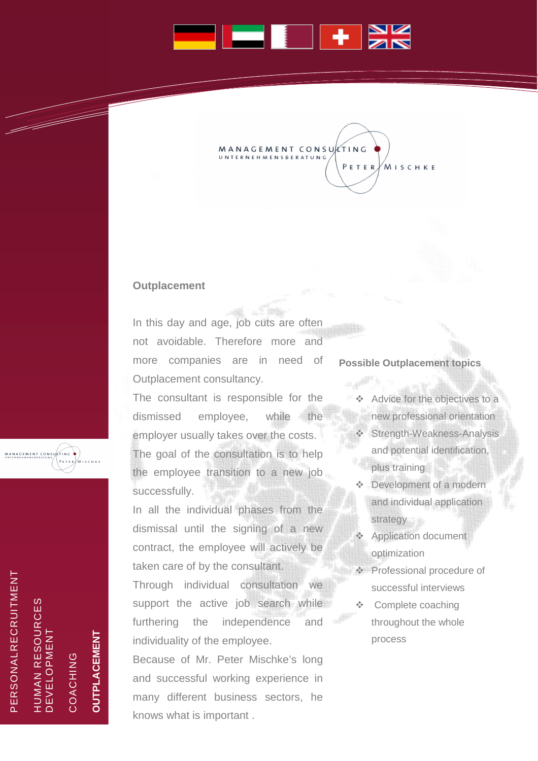MANAGEMENT CONSULTING
UNTERNEHMENSBERATUNG
PETER MISCHKE

## Outplacement

In this day and age, job cuts are often not avoidable. Therefore more and more companies are in need of Outplacement consultancy.

The consultant is responsible for the dismissed employee, while the employer usually takes over the costs.

The goal of the consultation is to help the employee transition to a new job successfully.

In all the individual phases from the dismissal until the signing of a new contract, the employee will actively be taken care of by the consultant.

Through individual consultation we support the active job search while furthering the independence and individuality of the employee.

Because of Mr. Peter Mischke's long and successful working experience in many different business sectors, he knows what is important .

### Possible Outplacement topics

- Advice for the objectives to a new professional orientation
- Strength-Weakness-Analysis and potential identification, plus training
- Development of a modern and individual application strategy
- Application document optimization
- Professional procedure of successful interviews
- Complete coaching throughout the whole process

PERSONALRECRUITMENT

HUMAN RESOURCES DEVELOPMENT

COACHING

**OUTPLACEMENT**